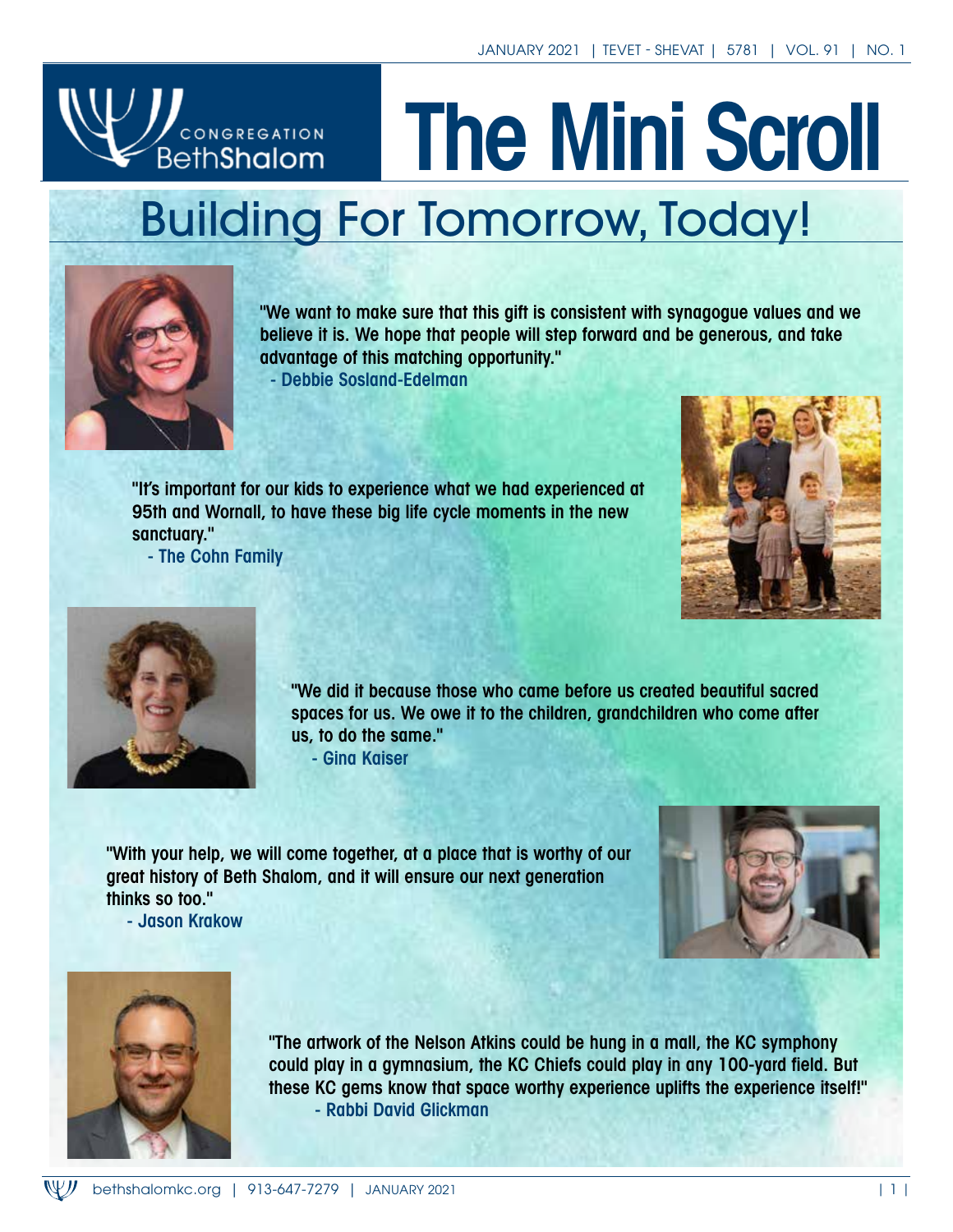JANUARY 2021 | TEVET - SHEVAT | 5781 | VOL. 91 | NO. 1

CONGREGATION BethShalom

# The Mini Scroll

## Building For Tomorrow, Today!

"We want to make sure that this gift is consistent with synagogue values and we believe it is. We hope that people will step forward and be generous, and take advantage of this matching opportunity."
- Debbie Sosland-Edelman

"It's important for our kids to experience what we had experienced at 95th and Wornall, to have these big life cycle moments in the new sanctuary."
- The Cohn Family

"We did it because those who came before us created beautiful sacred spaces for us. We owe it to the children, grandchildren who come after us, to do the same."
- Gina Kaiser

"With your help, we will come together, at a place that is worthy of our great history of Beth Shalom, and it will ensure our next generation thinks so too."
- Jason Krakow

"The artwork of the Nelson Atkins could be hung in a mall, the KC symphony could play in a gymnasium, the KC Chiefs could play in any 100-yard field. But these KC gems know that space worthy experience uplifts the experience itself!"
- Rabbi David Glickman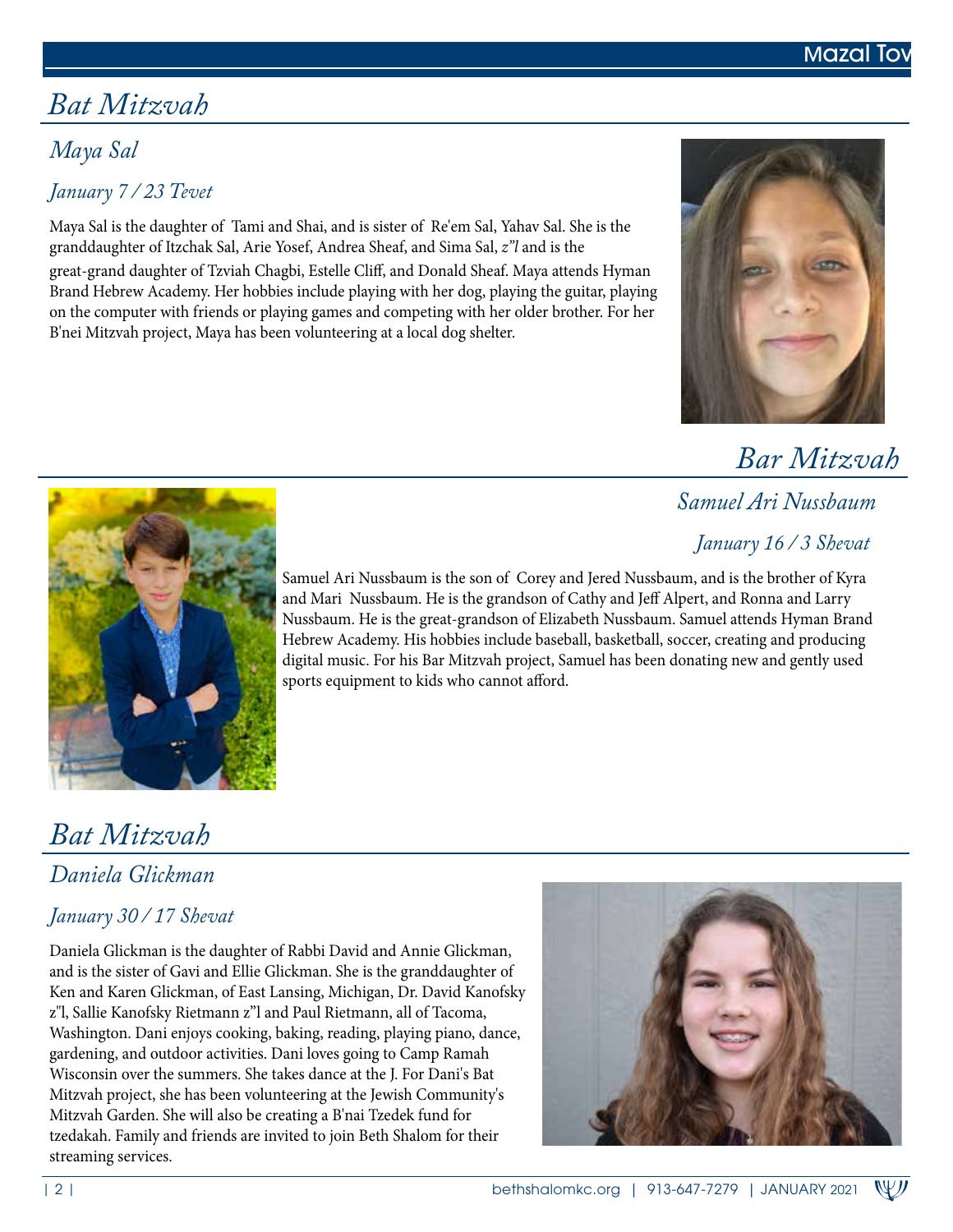# Bat Mitzvah

## Maya Sal

### *January 7 / 23 Tevet*

Maya Sal is the daughter of Tami and Shai, and is sister of Re'em Sal, Yahav Sal. She is the granddaughter of Itzchak Sal, Arie Yosef, Andrea Sheaf, and Sima Sal, *z"l* and is the great-grand daughter of Tzviah Chagbi, Estelle Cliff, and Donald Sheaf. Maya attends Hyman Brand Hebrew Academy. Her hobbies include playing with her dog, playing the guitar, playing on the computer with friends or playing games and competing with her older brother. For her B'nei Mitzvah project, Maya has been volunteering at a local dog shelter.

# Bar Mitzvah

## Samuel Ari Nussbaum

### *January 16 / 3 Shevat*

Samuel Ari Nussbaum is the son of Corey and Jered Nussbaum, and is the brother of Kyra and Mari Nussbaum. He is the grandson of Cathy and Jeff Alpert, and Ronna and Larry Nussbaum. He is the great-grandson of Elizabeth Nussbaum. Samuel attends Hyman Brand Hebrew Academy. His hobbies include baseball, basketball, soccer, creating and producing digital music. For his Bar Mitzvah project, Samuel has been donating new and gently used sports equipment to kids who cannot afford.

# Bat Mitzvah

## Daniela Glickman

### *January 30 / 17 Shevat*

Daniela Glickman is the daughter of Rabbi David and Annie Glickman, and is the sister of Gavi and Ellie Glickman. She is the granddaughter of Ken and Karen Glickman, of East Lansing, Michigan, Dr. David Kanofsky z"l, Sallie Kanofsky Rietmann z"l and Paul Rietmann, all of Tacoma, Washington. Dani enjoys cooking, baking, reading, playing piano, dance, gardening, and outdoor activities. Dani loves going to Camp Ramah Wisconsin over the summers. She takes dance at the J. For Dani's Bat Mitzvah project, she has been volunteering at the Jewish Community's Mitzvah Garden. She will also be creating a B'nai Tzedek fund for tzedakah. Family and friends are invited to join Beth Shalom for their streaming services.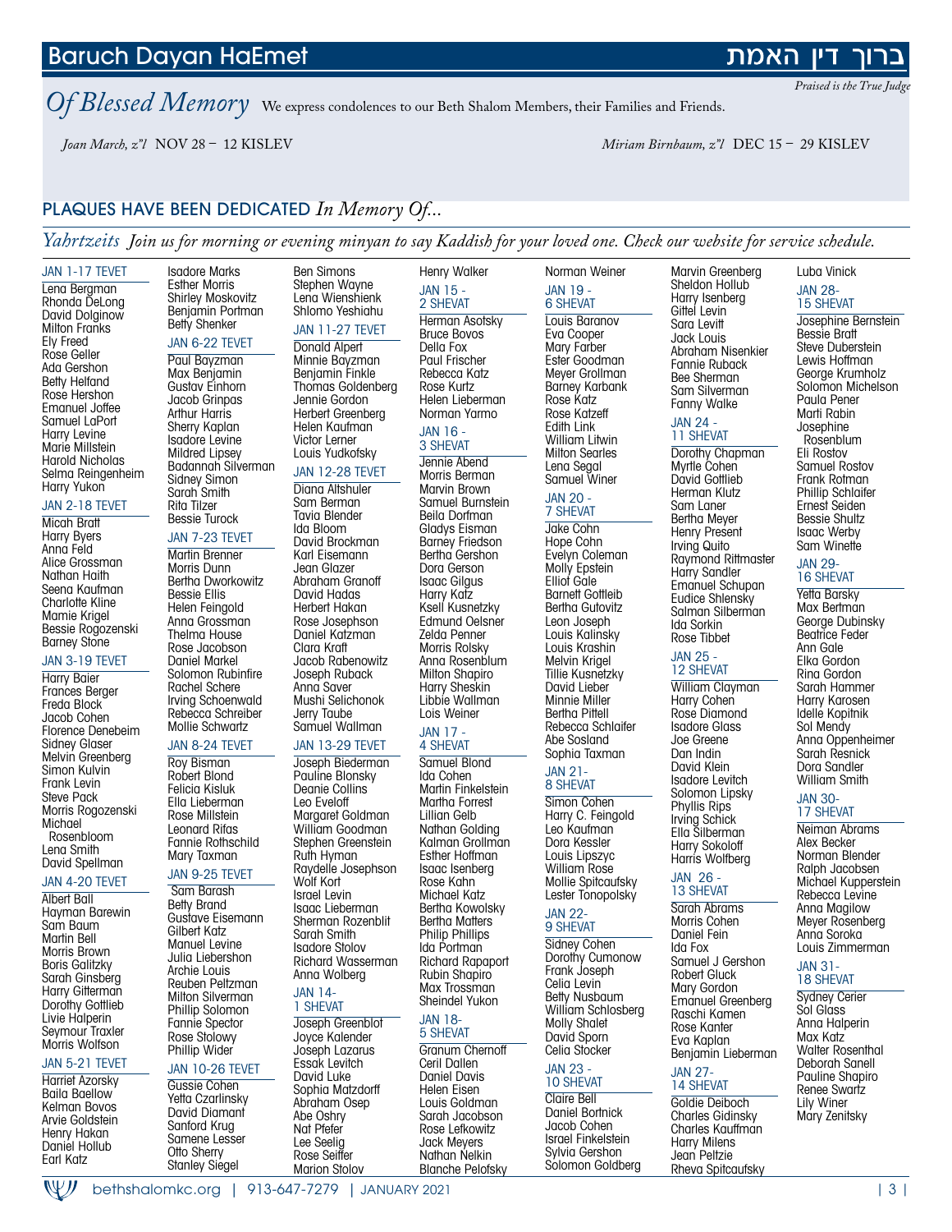## Baruch Dayan HaEmet ברוך דין האמת

*Praised is the True Judge*

## *Of Blessed Memory*

We express condolences to our Beth Shalom Members, their Families and Friends.

*Joan March, z"l* NOV 28 – 12 KISLEV

*Miriam Birnbaum, z"l* DEC 15 – 29 KISLEV

## PLAQUES HAVE BEEN DEDICATED *In Memory Of...*

*Yahrtzeits* *Join us for morning or evening minyan to say Kaddish for your loved one. Check our website for service schedule.*

### JAN 1-17 TEVET
Lena Bergman
Rhonda DeLong
David Dolginow
Milton Franks
Ely Freed
Rose Geller
Ada Gershon
Betty Helfand
Rose Hershon
Emanuel Joffee
Samuel LaPort
Harry Levine
Marie Millstein
Harold Nicholas
Selma Reingenheim
Harry Yukon

### JAN 2-18 TEVET
Micah Bratt
Harry Byers
Anna Feld
Alice Grossman
Nathan Haith
Seena Kaufman
Charlotte Kline
Mamie Krigel
Bessie Rogozenski
Barney Stone

### JAN 3-19 TEVET
Harry Baier
Frances Berger
Freda Block
Jacob Cohen
Florence Denebeim
Sidney Glaser
Melvin Greenberg
Simon Kulvin
Frank Levin
Steve Pack
Morris Rogozenski
Michael Rosenbloom
Lena Smith
David Spellman

### JAN 4-20 TEVET
Albert Ball
Hayman Barewin
Sam Baum
Martin Bell
Morris Brown
Boris Galitzky
Sarah Ginsberg
Harry Gitterman
Dorothy Gottlieb
Livie Halperin
Seymour Traxler
Morris Wolfson

### JAN 5-21 TEVET
Harriet Azorsky
Baila Baellow
Kelman Bovos
Arvie Goldstein
Henry Hakan
Daniel Hollub
Earl Katz
Isadore Marks
Esther Morris
Shirley Moskovitz
Benjamin Portman
Betty Shenker

### JAN 6-22 TEVET
Paul Bayzman
Max Benjamin
Gustav Einhorn
Jacob Grinpas
Arthur Harris
Sherry Kaplan
Isadore Levine
Mildred Lipsey
Badannah Silverman
Sidney Simon
Sarah Smith
Rita Tilzer
Bessie Turock

### JAN 7-23 TEVET
Martin Brenner
Morris Dunn
Bertha Dworkowitz
Bessie Ellis
Helen Feingold
Anna Grossman
Thelma House
Rose Jacobson
Daniel Markel
Solomon Rubinfire
Rachel Schere
Irving Schoenwald
Rebecca Schreiber
Mollie Schwartz

### JAN 8-24 TEVET
Roy Bisman
Robert Blond
Felicia Kisluk
Ella Lieberman
Rose Millstein
Leonard Rifas
Fannie Rothschild
Mary Taxman

### JAN 9-25 TEVET
Sam Barash
Betty Brand
Gustave Eisemann
Gilbert Katz
Manuel Levine
Julia Liebershon
Archie Louis
Reuben Peltzman
Milton Silverman
Phillip Solomon
Fannie Spector
Rose Stolowy
Phillip Wider

### JAN 10-26 TEVET
Gussie Cohen
Yetta Czarlinsky
David Diamant
Sanford Krug
Samene Lesser
Otto Sherry
Stanley Siegel
Ben Simons
Stephen Wayne
Lena Wienshienk
Shlomo Yeshiahu

### JAN 11-27 TEVET
Donald Alpert
Minnie Bayzman
Benjamin Finkle
Thomas Goldenberg
Jennie Gordon
Herbert Greenberg
Helen Kaufman
Victor Lerner
Louis Yudkofsky

### JAN 12-28 TEVET
Diana Altshuler
Sam Berman
Tavia Blender
Ida Bloom
David Brockman
Karl Eisemann
Jean Glazer
Abraham Granoff
David Hadas
Herbert Hakan
Rose Josephson
Daniel Katzman
Clara Kraft
Jacob Rabenowitz
Joseph Ruback
Anna Saver
Mushi Selichonok
Jerry Taube
Samuel Wallman

### JAN 13-29 TEVET
Joseph Biederman
Pauline Blonsky
Deanie Collins
Leo Eveloff
Margaret Goldman
William Goodman
Stephen Greenstein
Ruth Hyman
Raydelle Josephson
Wolf Kort
Israel Levin
Isaac Lieberman
Sherman Rozenblit
Sarah Smith
Isadore Stolov
Richard Wasserman
Anna Wolberg

### JAN 14-1 SHEVAT
Joseph Greenblot
Joyce Kalender
Joseph Lazarus
Essak Levitch
David Luke
Sophia Matzdorff
Abraham Osep
Abe Oshry
Nat Pfefer
Lee Seelig
Rose Seiffer
Marion Stolov
Henry Walker

### JAN 15 - 2 SHEVAT
Herman Asofsky
Bruce Bovos
Della Fox
Paul Frischer
Rebecca Katz
Rose Kurtz
Helen Lieberman
Norman Yarmo

### JAN 16 - 3 SHEVAT
Jennie Abend
Morris Berman
Marvin Brown
Samuel Burnstein
Beila Dorfman
Gladys Eisman
Barney Friedson
Bertha Gershon
Dora Gerson
Isaac Gilgus
Harry Katz
Ksell Kusnetzky
Edmund Oelsner
Zelda Penner
Morris Rolsky
Anna Rosenblum
Milton Shapiro
Harry Sheskin
Libbie Wallman
Lois Weiner

### JAN 17 - 4 SHEVAT
Samuel Blond
Ida Cohen
Martin Finkelstein
Martha Forrest
Lillian Gelb
Nathan Golding
Kalman Grollman
Esther Hoffman
Isaac Isenberg
Rose Kahn
Michael Katz
Bertha Kowolsky
Bertha Matters
Philip Phillips
Ida Portman
Richard Rapaport
Rubin Shapiro
Max Trossman
Sheindel Yukon

### JAN 18-5 SHEVAT
Granum Chernoff
Ceil Dallen
Daniel Davis
Helen Eisen
Louis Goldman
Sarah Jacobson
Rose Lefkowitz
Jack Meyers
Nathan Nelkin
Blanche Pelofsky
Norman Weiner

### JAN 19 - 6 SHEVAT
Louis Baranov
Eva Cooper
Mary Farber
Ester Goodman
Meyer Grollman
Barney Karbank
Rose Katz
Rose Katzeff
Edith Link
William Litwin
Milton Searles
Lena Segal
Samuel Winer

### JAN 20 - 7 SHEVAT
Jake Cohn
Hope Cohn
Evelyn Coleman
Molly Epstein
Elliot Gale
Barnett Gottleib
Bertha Gutovitz
Leon Joseph
Louis Kalinsky
Louis Krashin
Melvin Krigel
Tillie Kusnetzky
David Lieber
Minnie Miller
Bertha Pittell
Rebecca Schlaifer
Abe Sosland
Sophia Taxman

### JAN 21-8 SHEVAT
Simon Cohen
Harry C. Feingold
Leo Kaufman
Dora Kessler
Louis Lipszyc
William Rose
Mollie Spitcaufsky
Lester Tonopolsky

### JAN 22-9 SHEVAT
Sidney Cohen
Dorothy Cumonow
Frank Joseph
Celia Levin
Betty Nusbaum
William Schlosberg
Molly Shalet
David Sporn
Celia Stocker

### JAN 23 - 10 SHEVAT
Claire Bell
Daniel Bortnick
Jacob Cohen
Israel Finkelstein
Sylvia Gershon
Solomon Goldberg
Marvin Greenberg
Sheldon Hollub
Harry Isenberg
Gittel Levin
Sara Levitt
Jack Louis
Abraham Nisenkier
Fannie Ruback
Bee Sherman
Sam Silverman
Fanny Walke

### JAN 24 - 11 SHEVAT
Dorothy Chapman
Myrtle Cohen
David Gottlieb
Herman Klutz
Sam Laner
Bertha Meyer
Henry Present
Irving Quito
Raymond Rittmaster
Harry Sandler
Emanuel Schupan
Eudice Shlensky
Salman Silberman
Ida Sorkin
Rose Tibbet

### JAN 25 - 12 SHEVAT
William Clayman
Harry Cohen
Rose Diamond
Isadore Glass
Joe Greene
Dan Indin
David Klein
Isadore Levitch
Solomon Lipsky
Phyllis Rips
Irving Schick
Ella Silberman
Harry Sokoloff
Harris Wolfberg

### JAN 26 - 13 SHEVAT
Sarah Abrams
Morris Cohen
Daniel Fein
Ida Fox
Samuel J Gershon
Robert Gluck
Mary Gordon
Emanuel Greenberg
Raschi Kamen
Rose Kanter
Eva Kaplan
Benjamin Lieberman

### JAN 27-14 SHEVAT
Goldie Deiboch
Charles Gidinsky
Charles Kauffman
Harry Milens
Jean Peltzie
Rheva Spitcaufsky
Luba Vinick

### JAN 28-15 SHEVAT
Josephine Bernstein
Bessie Bratt
Steve Duberstein
Lewis Hoffman
George Krumholz
Solomon Michelson
Paula Pener
Marti Rabin
Josephine Rosenblum
Eli Rostov
Samuel Rostov
Frank Rotman
Phillip Schlaifer
Ernest Seiden
Bessie Shultz
Isaac Werby
Sam Winette

### JAN 29-16 SHEVAT
Yetta Barsky
Max Bertman
George Dubinsky
Beatrice Feder
Ann Gale
Elka Gordon
Rina Gordon
Sarah Hammer
Harry Karosen
Idelle Kopitnik
Sol Mendy
Anna Oppenheimer
Sarah Resnick
Dora Sandler
William Smith

### JAN 30-17 SHEVAT
Neiman Abrams
Alex Becker
Norman Blender
Ralph Jacobsen
Michael Kupperstein
Rebecca Levine
Anna Magilow
Meyer Rosenberg
Anna Soroka
Louis Zimmerman

### JAN 31-18 SHEVAT
Sydney Cerier
Sol Glass
Anna Halperin
Max Katz
Walter Rosenthal
Deborah Sanell
Pauline Shapiro
Renee Swartz
Lily Winer
Mary Zenitsky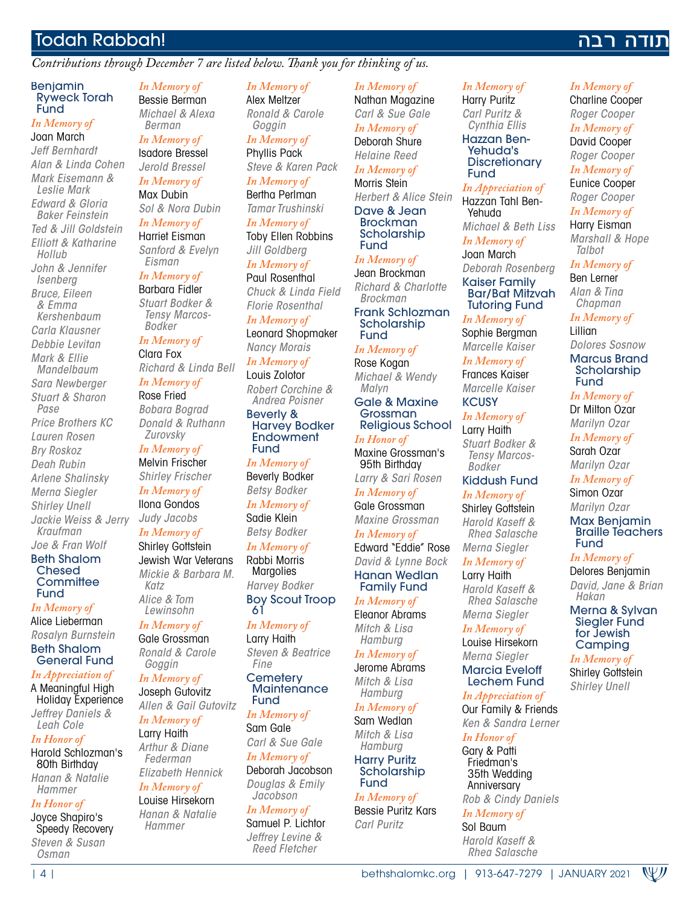# Todah Rabbah! תודה רבה

*Contributions through December 7 are listed below. Thank you for thinking of us.*

### Benjamin Ryweck Torah Fund

*In Memory of*
Joan March
*Jeff Bernhardt*
*Alan & Linda Cohen*
*Mark Eisemann & Leslie Mark*
*Edward & Gloria Baker Feinstein*
*Ted & Jill Goldstein*
*Elliott & Katharine Hollub*
*John & Jennifer Isenberg*
*Bruce, Eileen & Emma Kershenbaum*
*Carla Klausner*
*Debbie Levitan*
*Mark & Ellie Mandelbaum*
*Sara Newberger*
*Stuart & Sharon Pase*
*Price Brothers KC*
*Lauren Rosen*
*Bry Roskoz*
*Deah Rubin*
*Arlene Shalinsky*
*Merna Siegler*
*Shirley Unell*
*Jackie Weiss & Jerry Kraufman*
*Joe & Fran Wolf*

### Beth Shalom Chesed Committee Fund

*In Memory of*
Alice Lieberman
*Rosalyn Burnstein*

### Beth Shalom General Fund

*In Appreciation of*
A Meaningful High Holiday Experience
*Jeffrey Daniels & Leah Cole*

*In Honor of*
Harold Schlozman's 80th Birthday
*Hanan & Natalie Hammer*

*In Honor of*
Joyce Shapiro's Speedy Recovery
*Steven & Susan Osman*

*In Memory of*
Bessie Berman
*Michael & Alexa Berman*

*In Memory of*
Isadore Bressel
*Jerold Bressel*

*In Memory of*
Max Dubin
*Sol & Nora Dubin*

*In Memory of*
Harriet Eisman
*Sanford & Evelyn Eisman*

*In Memory of*
Barbara Fidler
*Stuart Bodker & Tensy Marcos-Bodker*

*In Memory of*
Clara Fox
*Richard & Linda Bell*

*In Memory of*
Rose Fried
*Bobara Bograd*
*Donald & Ruthann Zurovsky*

*In Memory of*
Melvin Frischer
*Shirley Frischer*

*In Memory of*
Ilona Gondos
*Judy Jacobs*

*In Memory of*
Shirley Gottstein
Jewish War Veterans
*Mickie & Barbara M. Katz*
*Alice & Tom Lewinsohn*

*In Memory of*
Gale Grossman
*Ronald & Carole Goggin*

*In Memory of*
Joseph Gutovitz
*Allen & Gail Gutovitz*

*In Memory of*
Larry Haith
*Arthur & Diane Federman*
*Elizabeth Hennick*

*In Memory of*
Louise Hirsekorn
*Hanan & Natalie Hammer*

*In Memory of*
Alex Meltzer
*Ronald & Carole Goggin*

*In Memory of*
Phyllis Pack
*Steve & Karen Pack*

*In Memory of*
Bertha Perlman
*Tamar Trushinski*

*In Memory of*
Toby Ellen Robbins
*Jill Goldberg*

*In Memory of*
Paul Rosenthal
*Chuck & Linda Field*
*Florie Rosenthal*

*In Memory of*
Leonard Shopmaker
*Nancy Morais*

*In Memory of*
Louis Zolotor
*Robert Corchine & Andrea Poisner*

### Beverly & Harvey Bodker Endowment Fund

*In Memory of*
Beverly Bodker
*Betsy Bodker*

*In Memory of*
Sadie Klein
*Betsy Bodker*

*In Memory of*
Rabbi Morris Margolies
*Harvey Bodker*

### Boy Scout Troop 61

*In Memory of*
Larry Haith
*Steven & Beatrice Fine*

### Cemetery Maintenance Fund

*In Memory of*
Sam Gale
*Carl & Sue Gale*

*In Memory of*
Deborah Jacobson
*Douglas & Emily Jacobson*

*In Memory of*
Samuel P. Lichtor
*Jeffrey Levine & Reed Fletcher*

*In Memory of*
Nathan Magazine
*Carl & Sue Gale*

*In Memory of*
Deborah Shure
*Helaine Reed*

*In Memory of*
Morris Stein
*Herbert & Alice Stein*

### Dave & Jean Brockman Scholarship Fund

*In Memory of*
Jean Brockman
*Richard & Charlotte Brockman*

### Frank Schlozman Scholarship Fund

*In Memory of*
Rose Kogan
*Michael & Wendy Malyn*

### Gale & Maxine Grossman Religious School

*In Honor of*
Maxine Grossman's 95th Birthday
*Larry & Sari Rosen*

*In Memory of*
Gale Grossman
*Maxine Grossman*

*In Memory of*
Edward "Eddie" Rose
*David & Lynne Bock*

### Hanan Wedlan Family Fund

*In Memory of*
Eleanor Abrams
*Mitch & Lisa Hamburg*

*In Memory of*
Jerome Abrams
*Mitch & Lisa Hamburg*

*In Memory of*
Sam Wedlan
*Mitch & Lisa Hamburg*

### Harry Puritz Scholarship Fund

*In Memory of*
Bessie Puritz Kars
*Carl Puritz*

*In Memory of*
Harry Puritz
*Carl Puritz & Cynthia Ellis*

### Hazzan Ben-Yehuda's Discretionary Fund

*In Appreciation of*
Hazzan Tahl Ben-Yehuda
*Michael & Beth Liss*

*In Memory of*
Joan March
*Deborah Rosenberg*

### Kaiser Family Bar/Bat Mitzvah Tutoring Fund

*In Memory of*
Sophie Bergman
*Marcelle Kaiser*

*In Memory of*
Frances Kaiser
*Marcelle Kaiser*

### KCUSY

*In Memory of*
Larry Haith
*Stuart Bodker & Tensy Marcos-Bodker*

### Kiddush Fund

*In Memory of*
Shirley Gottstein
*Harold Kaseff & Rhea Salasche*
*Merna Siegler*

*In Memory of*
Larry Haith
*Harold Kaseff & Rhea Salasche*
*Merna Siegler*

*In Memory of*
Louise Hirsekorn
*Merna Siegler*

### Marcia Eveloff Lechem Fund

*In Appreciation of*
Our Family & Friends
*Ken & Sandra Lerner*

*In Honor of*
Gary & Patti Friedman's 35th Wedding Anniversary
*Rob & Cindy Daniels*

*In Memory of*
Sol Baum
*Harold Kaseff & Rhea Salasche*

*In Memory of*
Charline Cooper
*Roger Cooper*

*In Memory of*
David Cooper
*Roger Cooper*

*In Memory of*
Eunice Cooper
*Roger Cooper*

*In Memory of*
Harry Eisman
*Marshall & Hope Talbot*

*In Memory of*
Ben Lerner
*Alan & Tina Chapman*

*In Memory of*
Lillian
*Dolores Sosnow*

### Marcus Brand Scholarship Fund

*In Memory of*
Dr Milton Ozar
*Marilyn Ozar*

*In Memory of*
Sarah Ozar
*Marilyn Ozar*

*In Memory of*
Simon Ozar
*Marilyn Ozar*

### Max Benjamin Braille Teachers Fund

*In Memory of*
Delores Benjamin
*David, Jane & Brian Hakan*

### Merna & Sylvan Siegler Fund for Jewish Camping

*In Memory of*
Shirley Gottstein
*Shirley Unell*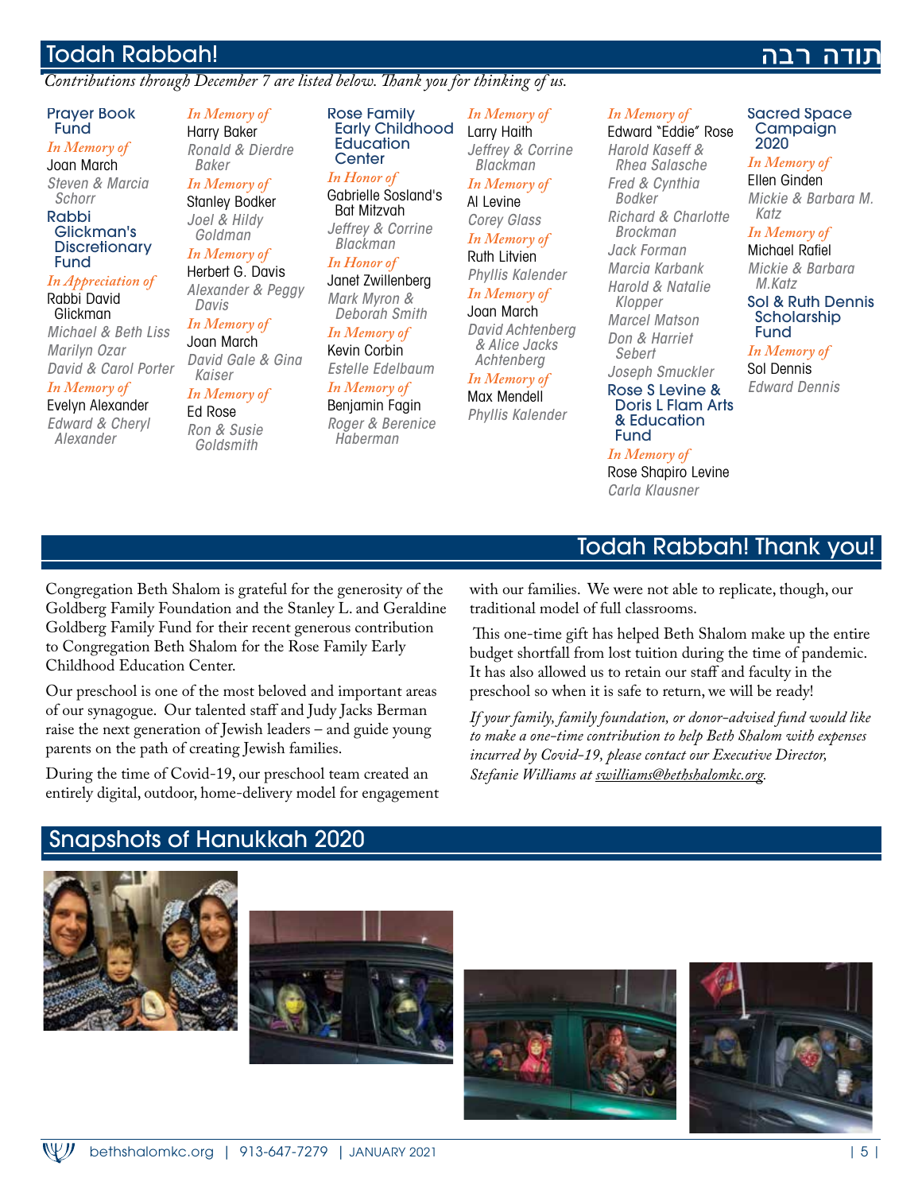## Todah Rabbah! תודה רבה

*Contributions through December 7 are listed below. Thank you for thinking of us.*

### Prayer Book Fund

*In Memory of*
Joan March
*Steven & Marcia Schorr*

### Rabbi Glickman's Discretionary Fund

*In Appreciation of*
Rabbi David Glickman
*Michael & Beth Liss*
*Marilyn Ozar*
*David & Carol Porter*

*In Memory of*
Evelyn Alexander
*Edward & Cheryl Alexander*

*In Memory of*
Harry Baker
*Ronald & Dierdre Baker*

*In Memory of*
Stanley Bodker
*Joel & Hildy Goldman*

*In Memory of*
Herbert G. Davis
*Alexander & Peggy Davis*

*In Memory of*
Joan March
*David Gale & Gina Kaiser*

*In Memory of*
Ed Rose
*Ron & Susie Goldsmith*

### Rose Family Early Childhood Education Center

*In Honor of*
Gabrielle Sosland's Bat Mitzvah
*Jeffrey & Corrine Blackman*

*In Honor of*
Janet Zwillenberg
*Mark Myron & Deborah Smith*

*In Memory of*
Kevin Corbin
*Estelle Edelbaum*

*In Memory of*
Benjamin Fagin
*Roger & Berenice Haberman*

*In Memory of*
Larry Haith
*Jeffrey & Corrine Blackman*

*In Memory of*
Al Levine
*Corey Glass*

*In Memory of*
Ruth Litvien
*Phyllis Kalender*

*In Memory of*
Joan March
*David Achtenberg & Alice Jacks Achtenberg*

*In Memory of*
Max Mendell
*Phyllis Kalender*

*In Memory of*
Edward "Eddie" Rose
*Harold Kaseff & Rhea Salasche*
*Fred & Cynthia Bodker*
*Richard & Charlotte Brockman*
*Jack Forman*
*Marcia Karbank*
*Harold & Natalie Klopper*
*Marcel Matson*
*Don & Harriet Sebert*
*Joseph Smuckler*

### Rose S Levine & Doris L Flam Arts & Education Fund

*In Memory of*
Rose Shapiro Levine
*Carla Klausner*

### Sacred Space Campaign 2020

*In Memory of*
Ellen Ginden
*Mickie & Barbara M. Katz*

*In Memory of*
Michael Rafiel
*Mickie & Barbara M.Katz*

### Sol & Ruth Dennis Scholarship Fund

*In Memory of*
Sol Dennis
*Edward Dennis*

## Todah Rabbah! Thank you!

Congregation Beth Shalom is grateful for the generosity of the Goldberg Family Foundation and the Stanley L. and Geraldine Goldberg Family Fund for their recent generous contribution to Congregation Beth Shalom for the Rose Family Early Childhood Education Center.

Our preschool is one of the most beloved and important areas of our synagogue. Our talented staff and Judy Jacks Berman raise the next generation of Jewish leaders – and guide young parents on the path of creating Jewish families.

During the time of Covid-19, our preschool team created an entirely digital, outdoor, home-delivery model for engagement with our families. We were not able to replicate, though, our traditional model of full classrooms.

This one-time gift has helped Beth Shalom make up the entire budget shortfall from lost tuition during the time of pandemic. It has also allowed us to retain our staff and faculty in the preschool so when it is safe to return, we will be ready!

*If your family, family foundation, or donor-advised fund would like to make a one-time contribution to help Beth Shalom with expenses incurred by Covid-19, please contact our Executive Director, Stefanie Williams at swilliams@bethshalomkc.org.*

## Snapshots of Hanukkah 2020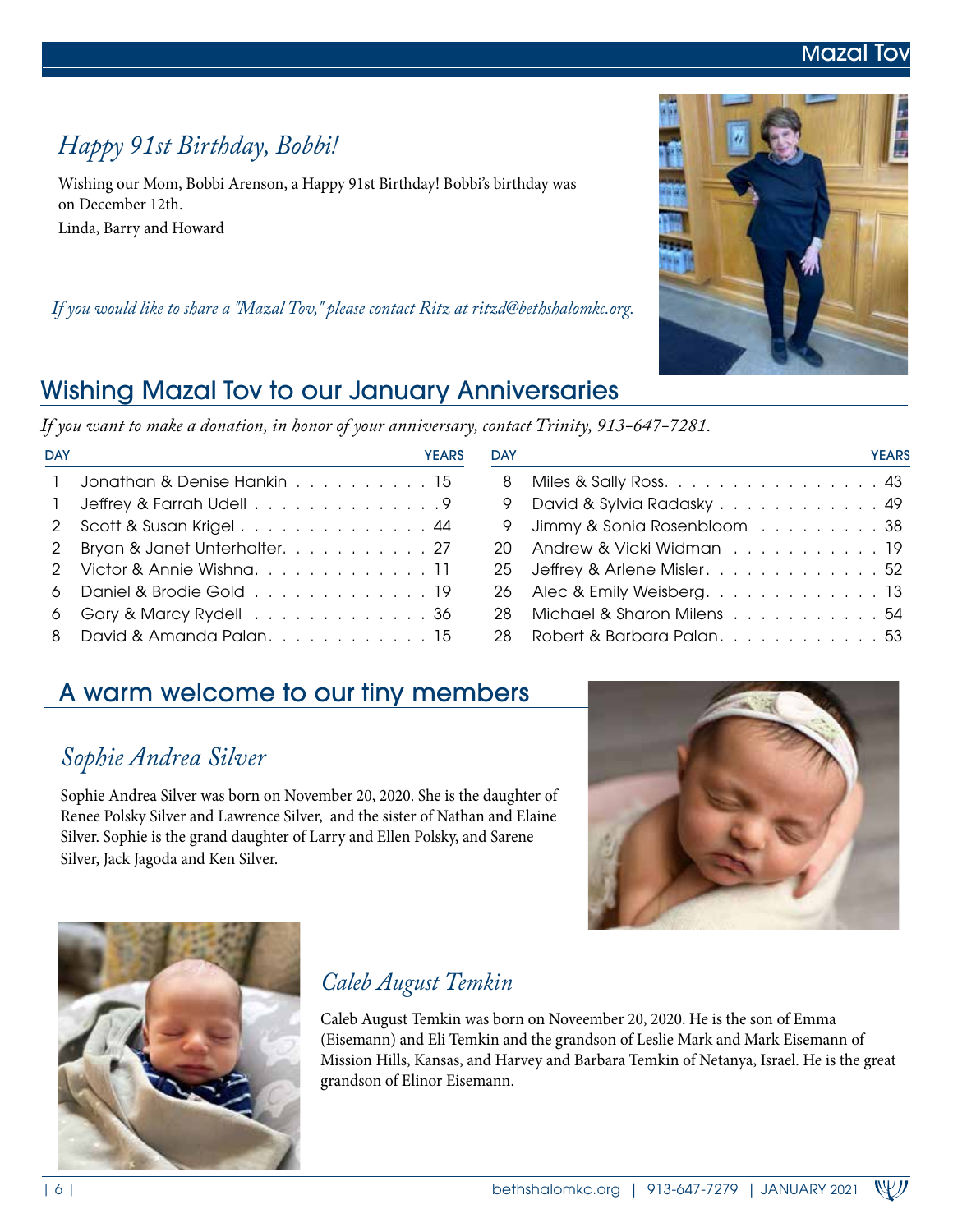# Mazal Tov

## *Happy 91st Birthday, Bobbi!*

Wishing our Mom, Bobbi Arenson, a Happy 91st Birthday! Bobbi's birthday was on December 12th.

Linda, Barry and Howard

*If you would like to share a "Mazal Tov," please contact Ritz at ritzd@bethshalomkc.org.*

## Wishing Mazal Tov to our January Anniversaries

*If you want to make a donation, in honor of your anniversary, contact Trinity, 913-647-7281.*

| DAY | | YEARS |
|---|---|---|
| 1 | Jonathan & Denise Hankin | 15 |
| 1 | Jeffrey & Farrah Udell | 9 |
| 2 | Scott & Susan Krigel | 44 |
| 2 | Bryan & Janet Unterhalter | 27 |
| 2 | Victor & Annie Wishna | 11 |
| 6 | Daniel & Brodie Gold | 19 |
| 6 | Gary & Marcy Rydell | 36 |
| 8 | David & Amanda Palan | 15 |
| 8 | Miles & Sally Ross | 43 |
| 9 | David & Sylvia Radasky | 49 |
| 9 | Jimmy & Sonia Rosenbloom | 38 |
| 20 | Andrew & Vicki Widman | 19 |
| 25 | Jeffrey & Arlene Misler | 52 |
| 26 | Alec & Emily Weisberg | 13 |
| 28 | Michael & Sharon Milens | 54 |
| 28 | Robert & Barbara Palan | 53 |

## A warm welcome to our tiny members

### *Sophie Andrea Silver*

Sophie Andrea Silver was born on November 20, 2020. She is the daughter of Renee Polsky Silver and Lawrence Silver, and the sister of Nathan and Elaine Silver. Sophie is the grand daughter of Larry and Ellen Polsky, and Sarene Silver, Jack Jagoda and Ken Silver.

### *Caleb August Temkin*

Caleb August Temkin was born on Noveember 20, 2020. He is the son of Emma (Eisemann) and Eli Temkin and the grandson of Leslie Mark and Mark Eisemann of Mission Hills, Kansas, and Harvey and Barbara Temkin of Netanya, Israel. He is the great grandson of Elinor Eisemann.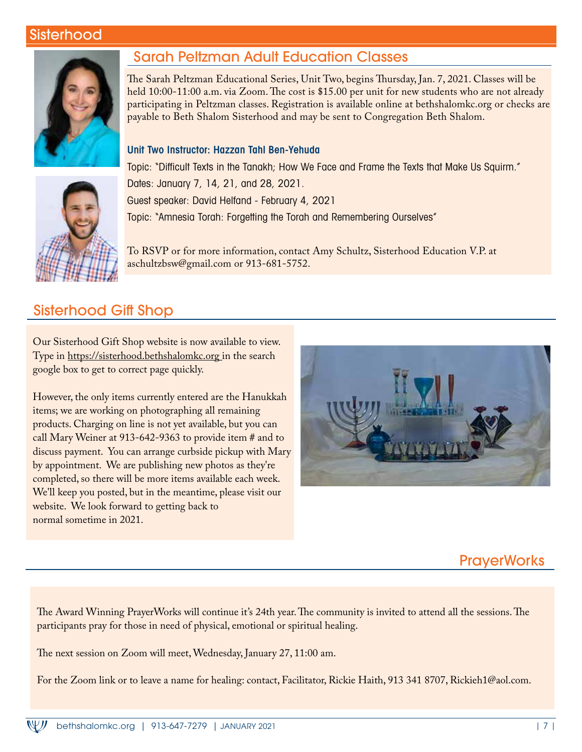# Sisterhood

## Sarah Peltzman Adult Education Classes

The Sarah Peltzman Educational Series, Unit Two, begins Thursday, Jan. 7, 2021. Classes will be held 10:00-11:00 a.m. via Zoom. The cost is $15.00 per unit for new students who are not already participating in Peltzman classes. Registration is available online at bethshalomkc.org or checks are payable to Beth Shalom Sisterhood and may be sent to Congregation Beth Shalom.

**Unit Two Instructor: Hazzan Tahl Ben-Yehuda**

Topic: "Difficult Texts in the Tanakh; How We Face and Frame the Texts that Make Us Squirm."

Dates: January 7, 14, 21, and 28, 2021.

Guest speaker: David Helfand - February 4, 2021

Topic: "Amnesia Torah: Forgetting the Torah and Remembering Ourselves"

To RSVP or for more information, contact Amy Schultz, Sisterhood Education V.P. at aschultzbsw@gmail.com or 913-681-5752.

## Sisterhood Gift Shop

Our Sisterhood Gift Shop website is now available to view. Type in https://sisterhood.bethshalomkc.org in the search google box to get to correct page quickly.

However, the only items currently entered are the Hanukkah items; we are working on photographing all remaining products. Charging on line is not yet available, but you can call Mary Weiner at 913-642-9363 to provide item # and to discuss payment. You can arrange curbside pickup with Mary by appointment. We are publishing new photos as they're completed, so there will be more items available each week. We'll keep you posted, but in the meantime, please visit our website. We look forward to getting back to normal sometime in 2021.

## PrayerWorks

The Award Winning PrayerWorks will continue it's 24th year. The community is invited to attend all the sessions. The participants pray for those in need of physical, emotional or spiritual healing.

The next session on Zoom will meet, Wednesday, January 27, 11:00 am.

For the Zoom link or to leave a name for healing: contact, Facilitator, Rickie Haith, 913 341 8707, Rickieh1@aol.com.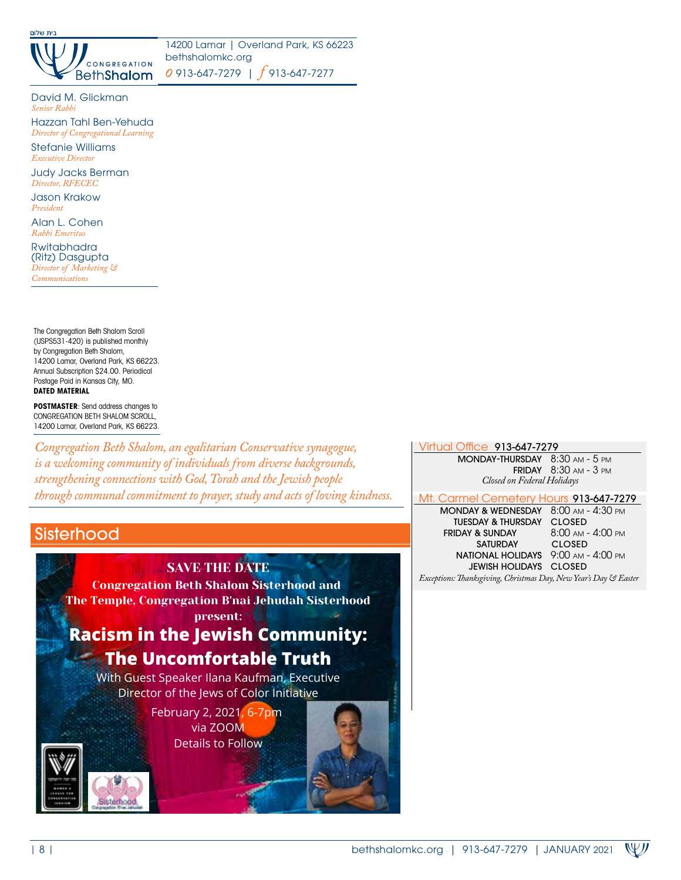בית שלום

CONGREGATION BethShalom

14200 Lamar | Overland Park, KS 66223
bethshalomkc.org
o 913-647-7279 | f 913-647-7277

David M. Glickman
*Senior Rabbi*

Hazzan Tahl Ben-Yehuda
*Director of Congregational Learning*

Stefanie Williams
*Executive Director*

Judy Jacks Berman
*Director, RFECEC*

Jason Krakow
*President*

Alan L. Cohen
*Rabbi Emeritus*

Rwitabhadra (Ritz) Dasgupta
*Director of Marketing & Communications*

The Congregation Beth Shalom Scroll (USPS531-420) is published monthly by Congregation Beth Shalom, 14200 Lamar, Overland Park, KS 66223. Annual Subscription $24.00. Periodical Postage Paid in Kansas City, MO.
**DATED MATERIAL**

**POSTMASTER**: Send address changes to CONGREGATION BETH SHALOM SCROLL, 14200 Lamar, Overland Park, KS 66223.

*Congregation Beth Shalom, an egalitarian Conservative synagogue, is a welcoming community of individuals from diverse backgrounds, strengthening connections with God, Torah and the Jewish people through communal commitment to prayer, study and acts of loving kindness.*

## Sisterhood

**SAVE THE DATE**

**Congregation Beth Shalom Sisterhood and The Temple, Congregation B'nai Jehudah Sisterhood present:**

**Racism in the Jewish Community: The Uncomfortable Truth**

With Guest Speaker Ilana Kaufman, Executive Director of the Jews of Color Initiative

February 2, 2021, 6-7pm
via ZOOM
Details to Follow

Virtual Office **913-647-7279**

| | |
|---|---|
| MONDAY-THURSDAY | 8:30 AM - 5 PM |
| FRIDAY | 8:30 AM - 3 PM |

*Closed on Federal Holidays*

Mt. Carmel Cemetery Hours **913-647-7279**

| | |
|---|---|
| MONDAY & WEDNESDAY | 8:00 AM - 4:30 PM |
| TUESDAY & THURSDAY | CLOSED |
| FRIDAY & SUNDAY | 8:00 AM - 4:00 PM |
| SATURDAY | CLOSED |
| NATIONAL HOLIDAYS | 9:00 AM - 4:00 PM |
| JEWISH HOLIDAYS | CLOSED |

*Exceptions: Thanksgiving, Christmas Day, New Year's Day & Easter*